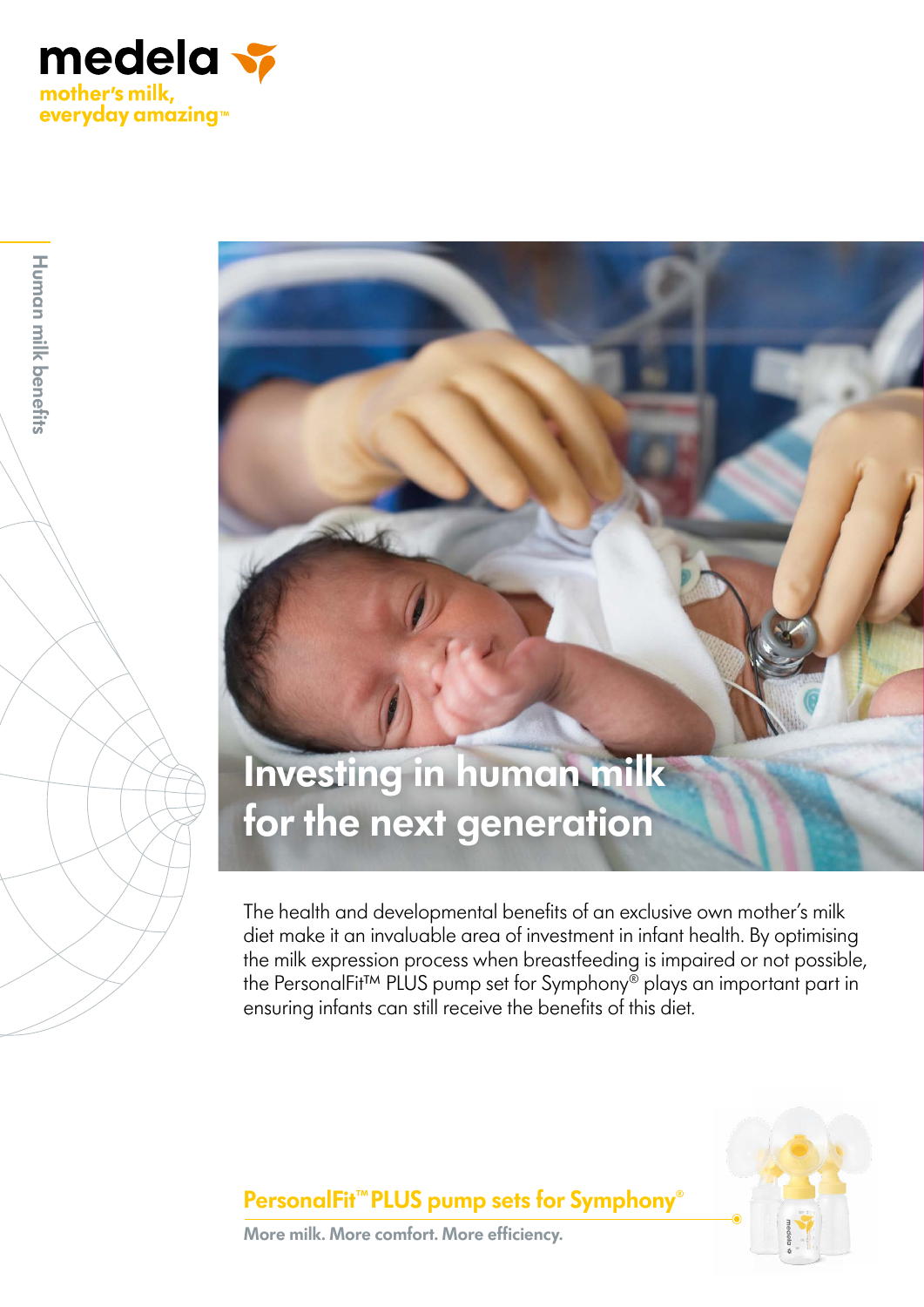medela

mother's milk, everyday amazing™

Human milk benefits

# Investing in human milk for the next generation

The health and developmental benefits of an exclusive own mother's milk diet make it an invaluable area of investment in infant health. By optimising the milk expression process when breastfeeding is impaired or not possible, the PersonalFit™ PLUS pump set for Symphony® plays an important part in ensuring infants can still receive the benefits of this diet.

## PersonalFit™ PLUS pump sets for Symphony®

**More milk. More comfort. More efficiency.**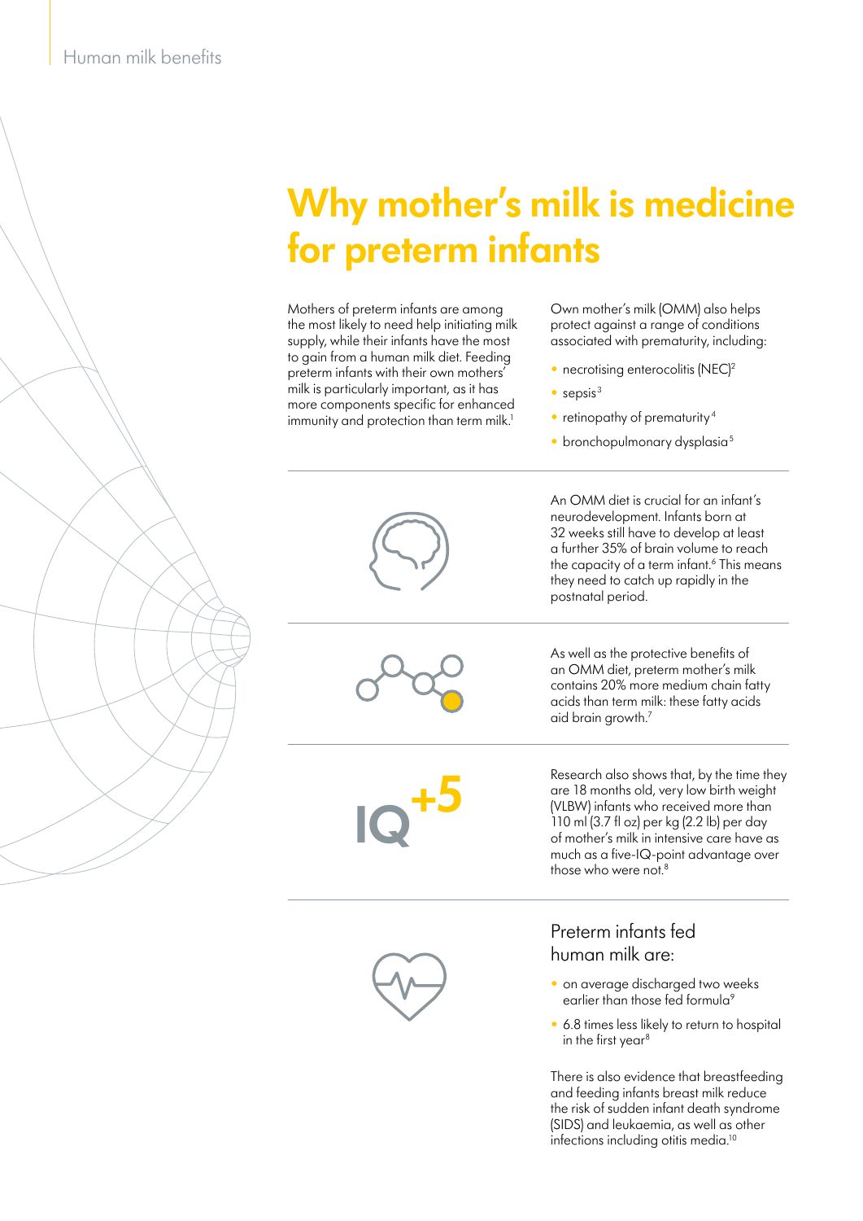# Why mother's milk is medicine for preterm infants

Mothers of preterm infants are among the most likely to need help initiating milk supply, while their infants have the most to gain from a human milk diet. Feeding preterm infants with their own mothers' milk is particularly important, as it has more components specific for enhanced immunity and protection than term milk.[1]

Own mother's milk (OMM) also helps protect against a range of conditions associated with prematurity, including:

- necrotising enterocolitis (NEC)[2]
- sepsis[3]
- retinopathy of prematurity[4]
- bronchopulmonary dysplasia[5]

An OMM diet is crucial for an infant's neurodevelopment. Infants born at 32 weeks still have to develop at least a further 35% of brain volume to reach the capacity of a term infant.[6] This means they need to catch up rapidly in the postnatal period.

As well as the protective benefits of an OMM diet, preterm mother's milk contains 20% more medium chain fatty acids than term milk: these fatty acids aid brain growth.[7]

IQ +5

Research also shows that, by the time they are 18 months old, very low birth weight (VLBW) infants who received more than 110 ml (3.7 fl oz) per kg (2.2 lb) per day of mother's milk in intensive care have as much as a five-IQ-point advantage over those who were not.[8]

## Preterm infants fed human milk are:

- on average discharged two weeks earlier than those fed formula[9]
- 6.8 times less likely to return to hospital in the first year[8]

There is also evidence that breastfeeding and feeding infants breast milk reduce the risk of sudden infant death syndrome (SIDS) and leukaemia, as well as other infections including otitis media.[10]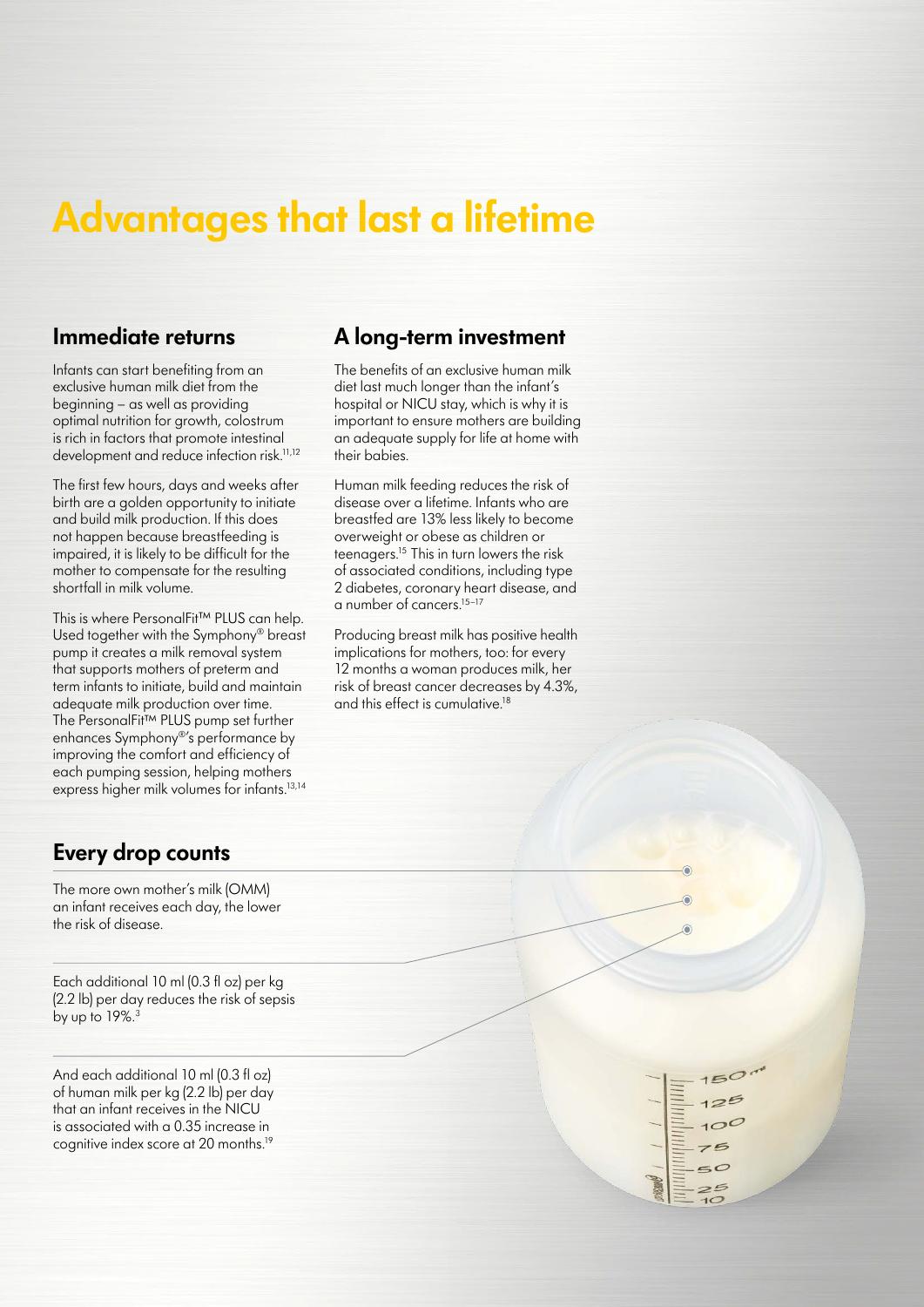# Advantages that last a lifetime

## Immediate returns

Infants can start benefiting from an exclusive human milk diet from the beginning – as well as providing optimal nutrition for growth, colostrum is rich in factors that promote intestinal development and reduce infection risk.[11,12]

The first few hours, days and weeks after birth are a golden opportunity to initiate and build milk production. If this does not happen because breastfeeding is impaired, it is likely to be difficult for the mother to compensate for the resulting shortfall in milk volume.

This is where PersonalFit™ PLUS can help. Used together with the Symphony® breast pump it creates a milk removal system that supports mothers of preterm and term infants to initiate, build and maintain adequate milk production over time. The PersonalFit™ PLUS pump set further enhances Symphony®'s performance by improving the comfort and efficiency of each pumping session, helping mothers express higher milk volumes for infants.[13,14]

## A long-term investment

The benefits of an exclusive human milk diet last much longer than the infant's hospital or NICU stay, which is why it is important to ensure mothers are building an adequate supply for life at home with their babies.

Human milk feeding reduces the risk of disease over a lifetime. Infants who are breastfed are 13% less likely to become overweight or obese as children or teenagers.[15] This in turn lowers the risk of associated conditions, including type 2 diabetes, coronary heart disease, and a number of cancers.[15–17]

Producing breast milk has positive health implications for mothers, too: for every 12 months a woman produces milk, her risk of breast cancer decreases by 4.3%, and this effect is cumulative.[18]

## Every drop counts

The more own mother's milk (OMM) an infant receives each day, the lower the risk of disease.

Each additional 10 ml (0.3 fl oz) per kg (2.2 lb) per day reduces the risk of sepsis by up to 19%.[3]

And each additional 10 ml (0.3 fl oz) of human milk per kg (2.2 lb) per day that an infant receives in the NICU is associated with a 0.35 increase in cognitive index score at 20 months.[19]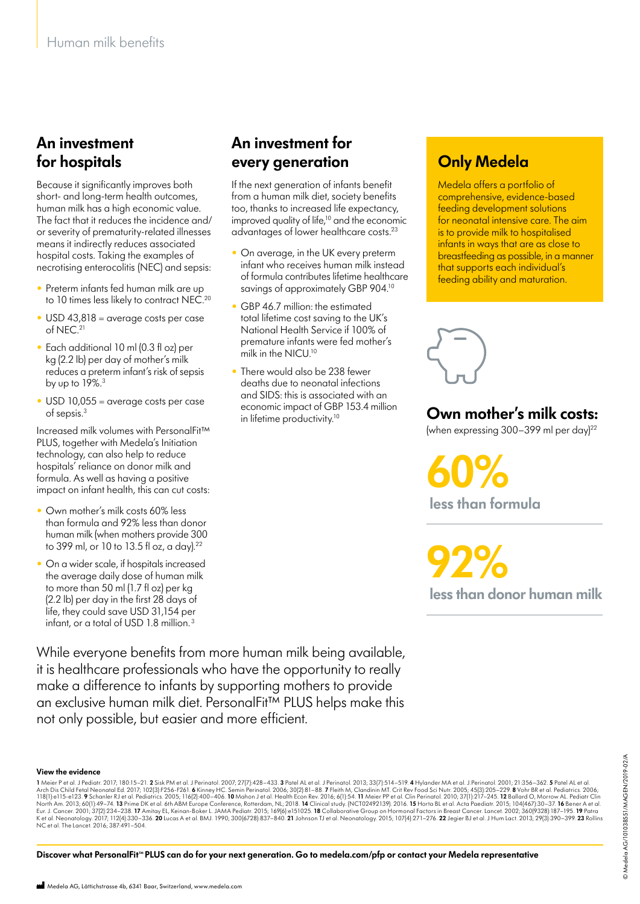Human milk benefits

## An investment for hospitals

Because it significantly improves both short- and long-term health outcomes, human milk has a high economic value. The fact that it reduces the incidence and/or severity of prematurity-related illnesses means it indirectly reduces associated hospital costs. Taking the examples of necrotising enterocolitis (NEC) and sepsis:

- Preterm infants fed human milk are up to 10 times less likely to contract NEC.[20]
- USD 43,818 = average costs per case of NEC.[21]
- Each additional 10 ml (0.3 fl oz) per kg (2.2 lb) per day of mother's milk reduces a preterm infant's risk of sepsis by up to 19%.[3]
- USD 10,055 = average costs per case of sepsis.[3]

Increased milk volumes with PersonalFit™ PLUS, together with Medela's Initiation technology, can also help to reduce hospitals' reliance on donor milk and formula. As well as having a positive impact on infant health, this can cut costs:

- Own mother's milk costs 60% less than formula and 92% less than donor human milk (when mothers provide 300 to 399 ml, or 10 to 13.5 fl oz, a day).[22]
- On a wider scale, if hospitals increased the average daily dose of human milk to more than 50 ml (1.7 fl oz) per kg (2.2 lb) per day in the first 28 days of life, they could save USD 31,154 per infant, or a total of USD 1.8 million.[3]

## An investment for every generation

If the next generation of infants benefit from a human milk diet, society benefits too, thanks to increased life expectancy, improved quality of life,[10] and the economic advantages of lower healthcare costs.[23]

- On average, in the UK every preterm infant who receives human milk instead of formula contributes lifetime healthcare savings of approximately GBP 904.[10]
- GBP 46.7 million: the estimated total lifetime cost saving to the UK's National Health Service if 100% of premature infants were fed mother's milk in the NICU.[10]
- There would also be 238 fewer deaths due to neonatal infections and SIDS: this is associated with an economic impact of GBP 153.4 million in lifetime productivity.[10]

## Only Medela

Medela offers a portfolio of comprehensive, evidence-based feeding development solutions for neonatal intensive care. The aim is to provide milk to hospitalised infants in ways that are as close to breastfeeding as possible, in a manner that supports each individual's feeding ability and maturation.

## Own mother's milk costs:

(when expressing 300–399 ml per day)[22]

**60%**
less than formula

**92%**
less than donor human milk

While everyone benefits from more human milk being available, it is healthcare professionals who have the opportunity to really make a difference to infants by supporting mothers to provide an exclusive human milk diet. PersonalFit™ PLUS helps make this not only possible, but easier and more efficient.

**View the evidence**

**1** Meier P et al. J Pediatr. 2017; 180:15–21. **2** Sisk PM et al. J Perinatol. 2007; 27(7):428–433. **3** Patel AL et al. J Perinatol. 2013; 33(7):514–519. **4** Hylander MA et al. J Perinatol. 2001; 21:356–362. **5** Patel AL et al. Arch Dis Child Fetal Neonatal Ed. 2017; 102(3):F256-F261. **6** Kinney HC. Semin Perinatol. 2006; 30(2):81–88. **7** Fleith M, Clandinin MT. Crit Rev Food Sci Nutr. 2005; 45(3):205–229. **8** Vohr BR et al. Pediatrics. 2006; 118(1):e115-e123. **9** Schanler RJ et al. Pediatrics. 2005; 116(2):400–406. **10** Mahon J et al. Health Econ Rev. 2016; 6(1):54. **11** Meier PP et al. Clin Perinatol. 2010; 37(1):217–245. **12** Ballard O, Morrow AL. Pediatr Clin North Am. 2013; 60(1):49–74. **13** Prime DK et al. 6th ABM Europe Conference, Rotterdam, NL; 2018. **14** Clinical study. (NCT02492139). 2016. **15** Horta BL et al. Acta Paediatr. 2015; 104(467):30–37. **16** Bener A et al. Eur. J. Cancer. 2001; 37(2):234–238. **17** Amitay EL, Keinan-Boker L. JAMA Pediatr. 2015; 169(6):e151025. **18** Collaborative Group on Hormonal Factors in Breast Cancer. Lancet. 2002; 360(9328):187–195. **19** Patra K et al. Neonatology. 2017; 112(4):330–336. **20** Lucas A et al. BMJ. 1990; 300(6728):837–840. **21** Johnson TJ et al. Neonatology. 2015; 107(4):271–276. **22** Jegier BJ et al. J Hum Lact. 2013; 29(3):390–399. **23** Rollins NC et al. The Lancet. 2016; 387:491–504.

**Discover what PersonalFit™ PLUS can do for your next generation. Go to medela.com/pfp or contact your Medela representative**

Medela AG, Lättichstrasse 4b, 6341 Baar, Switzerland, www.medela.com

© Medela AG/101038551/MAGEN/2019-02/A